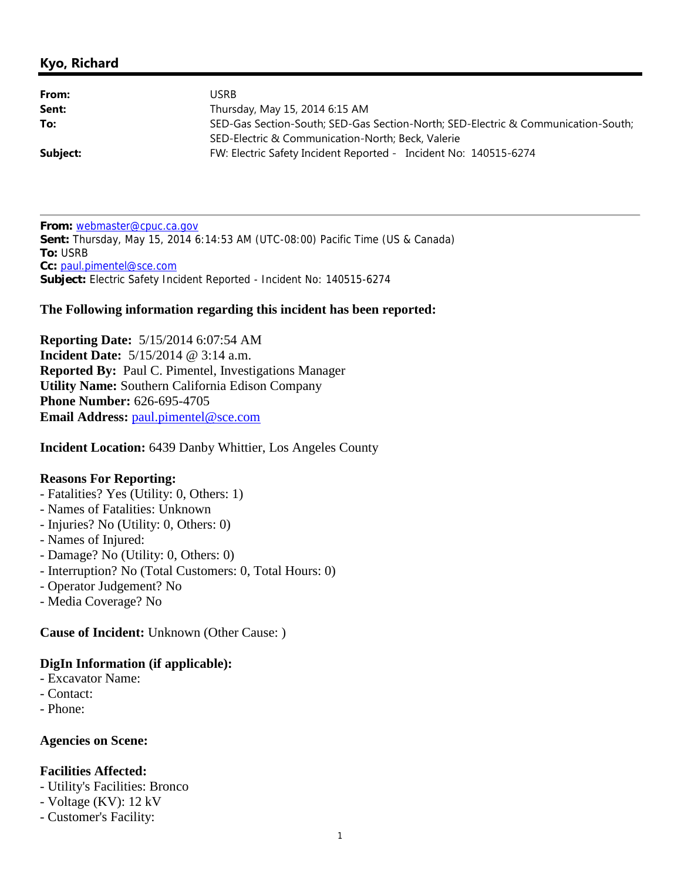## Kyo, Richard

**From:** USRB
**Sent:** Thursday, May 15, 2014 6:15 AM
**To:** SED-Gas Section-South; SED-Gas Section-North; SED-Electric & Communication-South; SED-Electric & Communication-North; Beck, Valerie
**Subject:** FW: Electric Safety Incident Reported - Incident No: 140515-6274

---

**From:** webmaster@cpuc.ca.gov
**Sent:** Thursday, May 15, 2014 6:14:53 AM (UTC-08:00) Pacific Time (US & Canada)
**To:** USRB
**Cc:** paul.pimentel@sce.com
**Subject:** Electric Safety Incident Reported - Incident No: 140515-6274

**The Following information regarding this incident has been reported:**

**Reporting Date:** 5/15/2014 6:07:54 AM
**Incident Date:** 5/15/2014 @ 3:14 a.m.
**Reported By:** Paul C. Pimentel, Investigations Manager
**Utility Name:** Southern California Edison Company
**Phone Number:** 626-695-4705
**Email Address:** paul.pimentel@sce.com

**Incident Location:** 6439 Danby Whittier, Los Angeles County

**Reasons For Reporting:**
- Fatalities? Yes (Utility: 0, Others: 1)
- Names of Fatalities: Unknown
- Injuries? No (Utility: 0, Others: 0)
- Names of Injured:
- Damage? No (Utility: 0, Others: 0)
- Interruption? No (Total Customers: 0, Total Hours: 0)
- Operator Judgement? No
- Media Coverage? No

**Cause of Incident:** Unknown (Other Cause: )

**DigIn Information (if applicable):**
- Excavator Name:
- Contact:
- Phone:

**Agencies on Scene:**

**Facilities Affected:**
- Utility's Facilities: Bronco
- Voltage (KV): 12 kV
- Customer's Facility: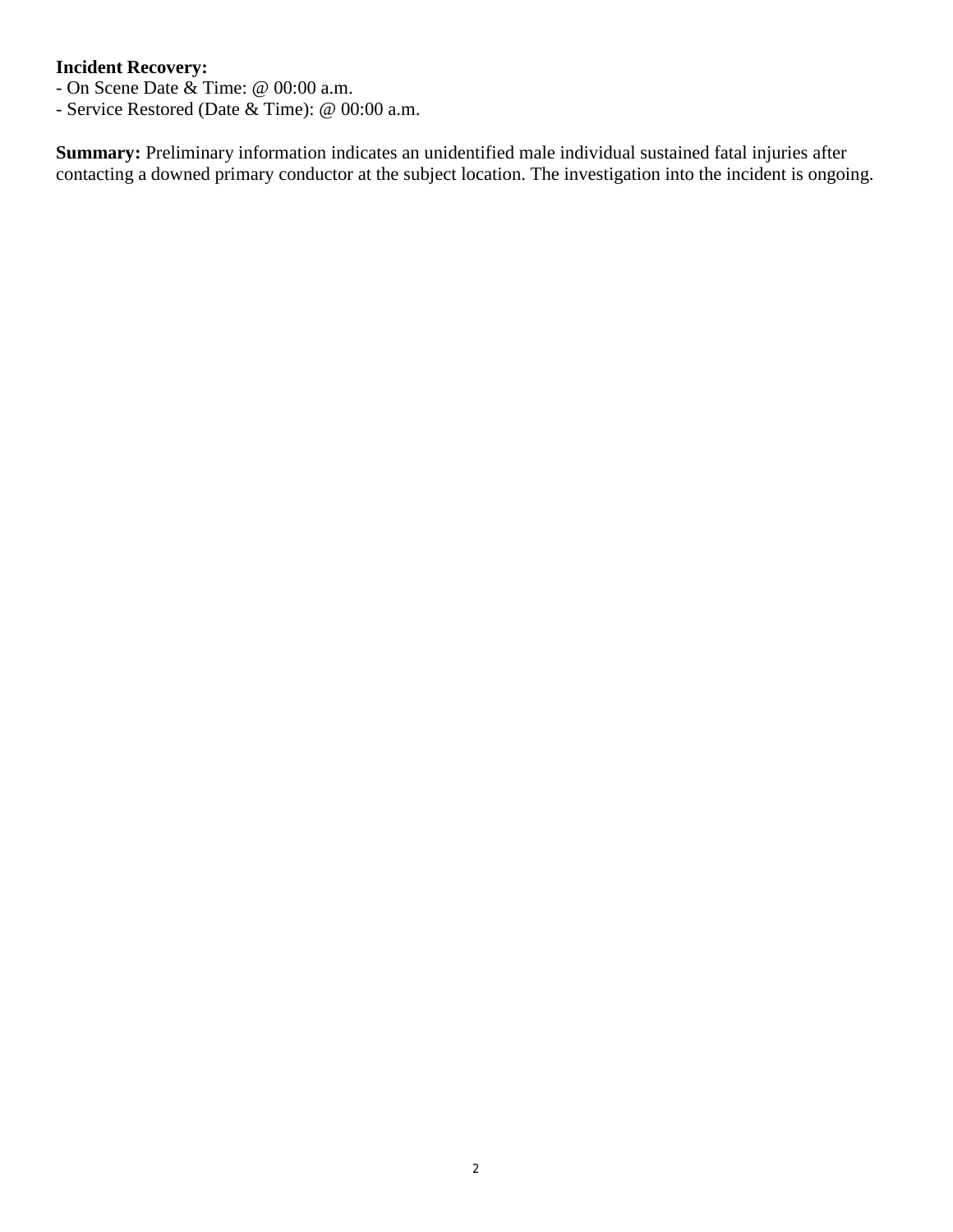**Incident Recovery:**

- On Scene Date & Time: @ 00:00 a.m.
- Service Restored (Date & Time): @ 00:00 a.m.

**Summary:** Preliminary information indicates an unidentified male individual sustained fatal injuries after contacting a downed primary conductor at the subject location. The investigation into the incident is ongoing.